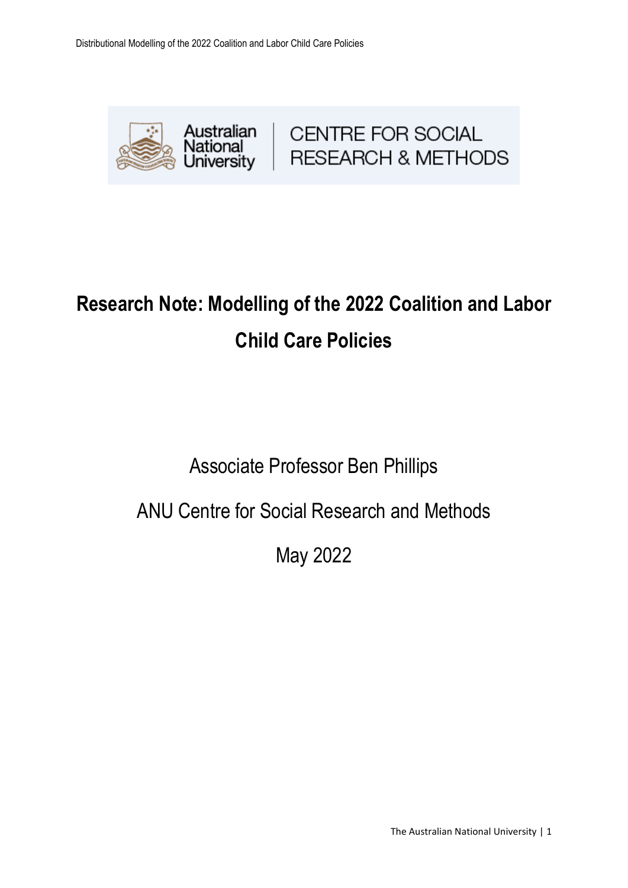Australian National University | CENTRE FOR SOCIAL RESEARCH & METHODS

# Research Note: Modelling of the 2022 Coalition and Labor Child Care Policies

Associate Professor Ben Phillips

ANU Centre for Social Research and Methods

May 2022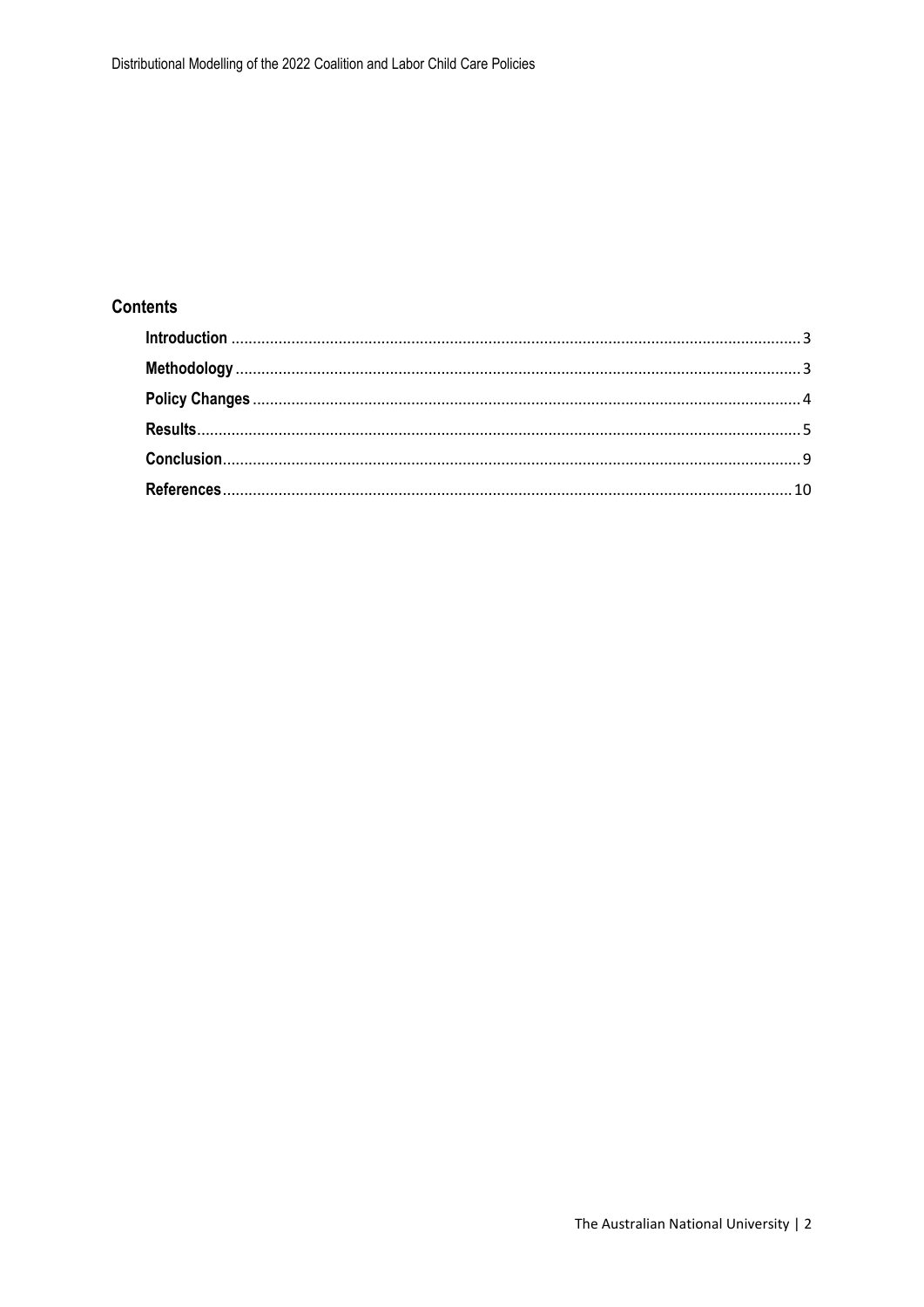## Contents

- **Introduction** ... 3
- **Methodology** ... 3
- **Policy Changes** ... 4
- **Results** ... 5
- **Conclusion** ... 9
- **References** ... 10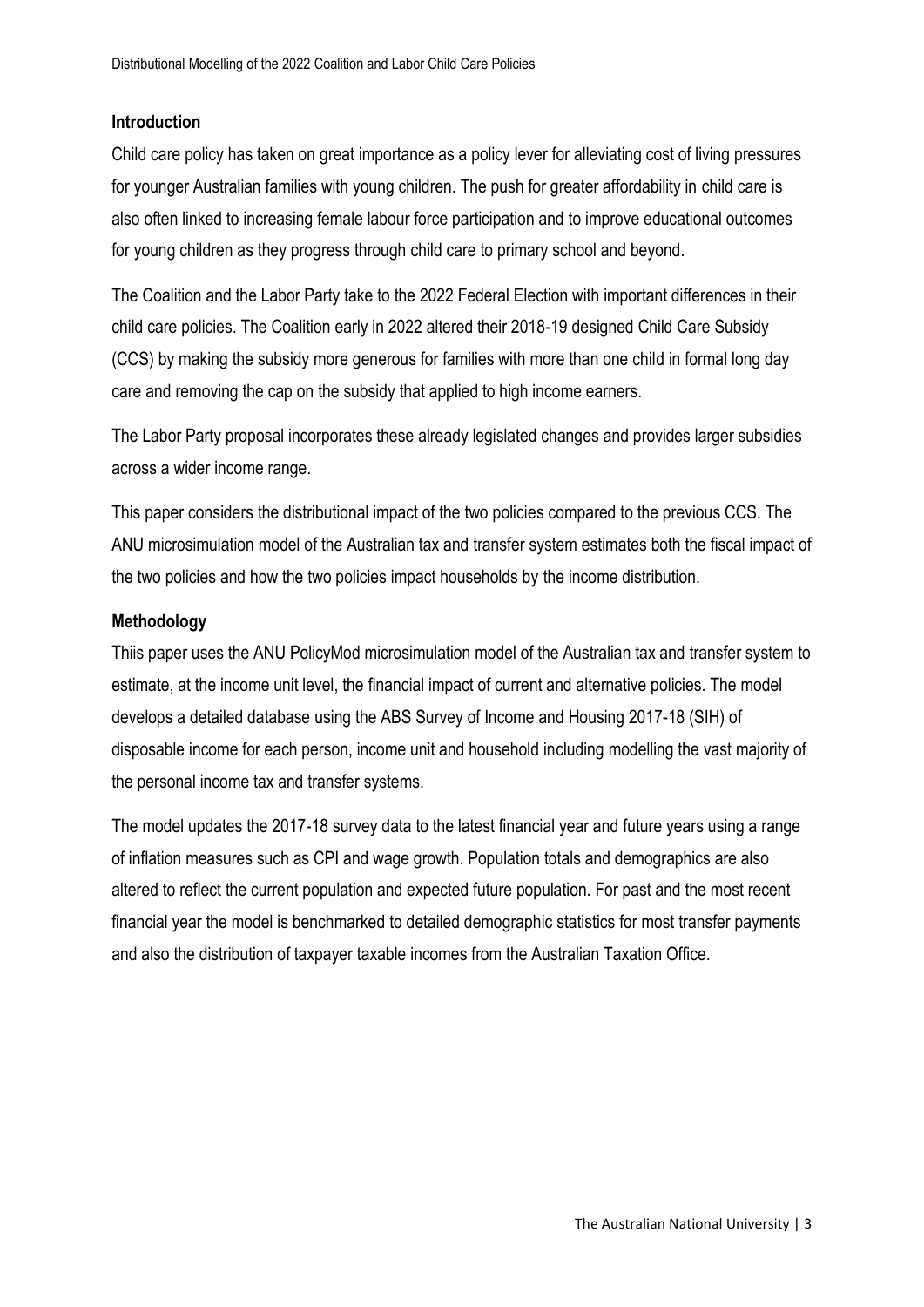## Introduction

Child care policy has taken on great importance as a policy lever for alleviating cost of living pressures for younger Australian families with young children. The push for greater affordability in child care is also often linked to increasing female labour force participation and to improve educational outcomes for young children as they progress through child care to primary school and beyond.

The Coalition and the Labor Party take to the 2022 Federal Election with important differences in their child care policies. The Coalition early in 2022 altered their 2018-19 designed Child Care Subsidy (CCS) by making the subsidy more generous for families with more than one child in formal long day care and removing the cap on the subsidy that applied to high income earners.

The Labor Party proposal incorporates these already legislated changes and provides larger subsidies across a wider income range.

This paper considers the distributional impact of the two policies compared to the previous CCS. The ANU microsimulation model of the Australian tax and transfer system estimates both the fiscal impact of the two policies and how the two policies impact households by the income distribution.

## Methodology

Thiis paper uses the ANU PolicyMod microsimulation model of the Australian tax and transfer system to estimate, at the income unit level, the financial impact of current and alternative policies. The model develops a detailed database using the ABS Survey of Income and Housing 2017-18 (SIH) of disposable income for each person, income unit and household including modelling the vast majority of the personal income tax and transfer systems.

The model updates the 2017-18 survey data to the latest financial year and future years using a range of inflation measures such as CPI and wage growth. Population totals and demographics are also altered to reflect the current population and expected future population. For past and the most recent financial year the model is benchmarked to detailed demographic statistics for most transfer payments and also the distribution of taxpayer taxable incomes from the Australian Taxation Office.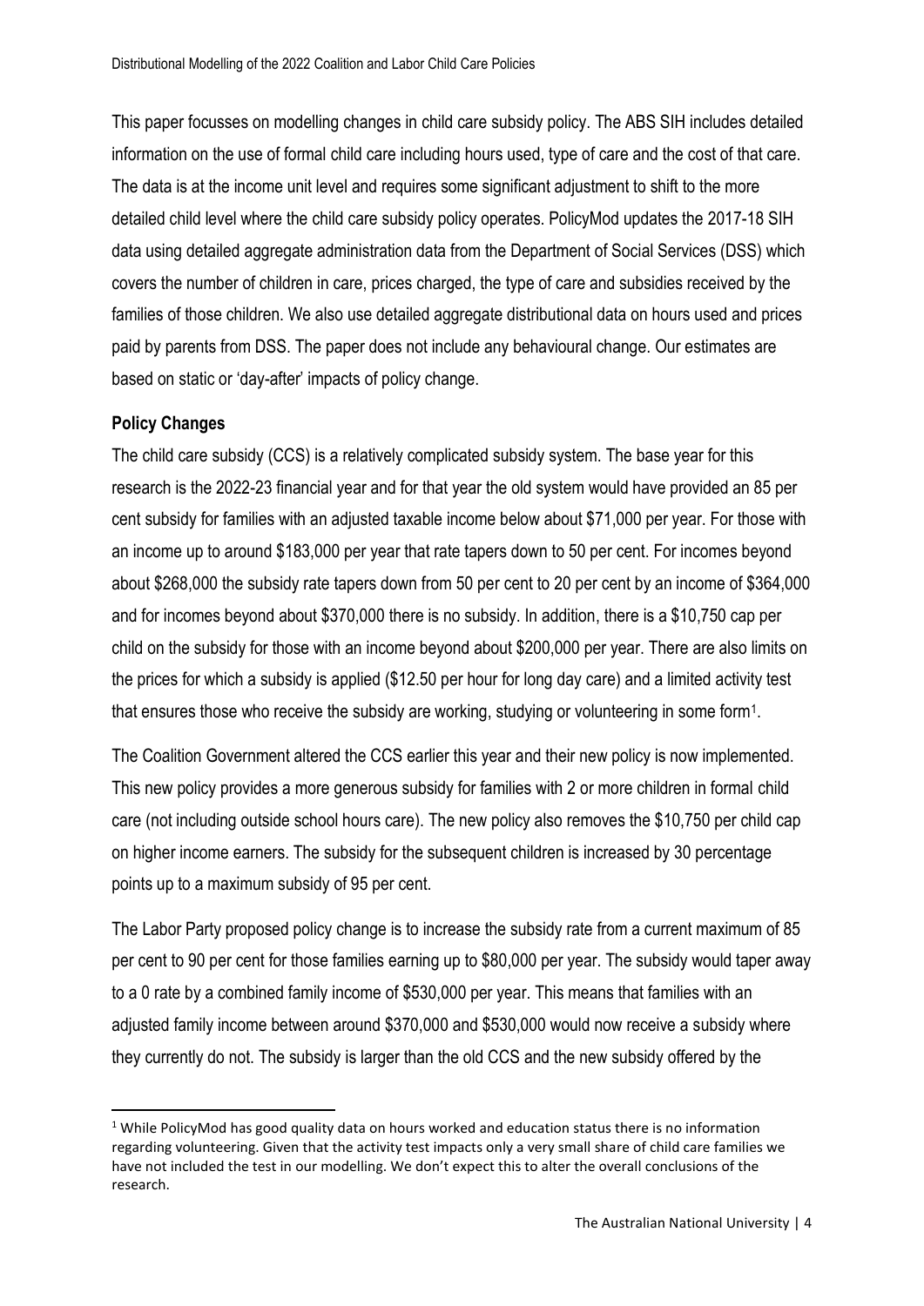This paper focusses on modelling changes in child care subsidy policy. The ABS SIH includes detailed information on the use of formal child care including hours used, type of care and the cost of that care. The data is at the income unit level and requires some significant adjustment to shift to the more detailed child level where the child care subsidy policy operates. PolicyMod updates the 2017-18 SIH data using detailed aggregate administration data from the Department of Social Services (DSS) which covers the number of children in care, prices charged, the type of care and subsidies received by the families of those children. We also use detailed aggregate distributional data on hours used and prices paid by parents from DSS. The paper does not include any behavioural change. Our estimates are based on static or 'day-after' impacts of policy change.

**Policy Changes**

The child care subsidy (CCS) is a relatively complicated subsidy system. The base year for this research is the 2022-23 financial year and for that year the old system would have provided an 85 per cent subsidy for families with an adjusted taxable income below about $71,000 per year. For those with an income up to around $183,000 per year that rate tapers down to 50 per cent. For incomes beyond about $268,000 the subsidy rate tapers down from 50 per cent to 20 per cent by an income of $364,000 and for incomes beyond about $370,000 there is no subsidy. In addition, there is a $10,750 cap per child on the subsidy for those with an income beyond about $200,000 per year. There are also limits on the prices for which a subsidy is applied ($12.50 per hour for long day care) and a limited activity test that ensures those who receive the subsidy are working, studying or volunteering in some form[1].

The Coalition Government altered the CCS earlier this year and their new policy is now implemented. This new policy provides a more generous subsidy for families with 2 or more children in formal child care (not including outside school hours care). The new policy also removes the $10,750 per child cap on higher income earners. The subsidy for the subsequent children is increased by 30 percentage points up to a maximum subsidy of 95 per cent.

The Labor Party proposed policy change is to increase the subsidy rate from a current maximum of 85 per cent to 90 per cent for those families earning up to $80,000 per year. The subsidy would taper away to a 0 rate by a combined family income of $530,000 per year. This means that families with an adjusted family income between around $370,000 and $530,000 would now receive a subsidy where they currently do not. The subsidy is larger than the old CCS and the new subsidy offered by the

[1] While PolicyMod has good quality data on hours worked and education status there is no information regarding volunteering. Given that the activity test impacts only a very small share of child care families we have not included the test in our modelling. We don't expect this to alter the overall conclusions of the research.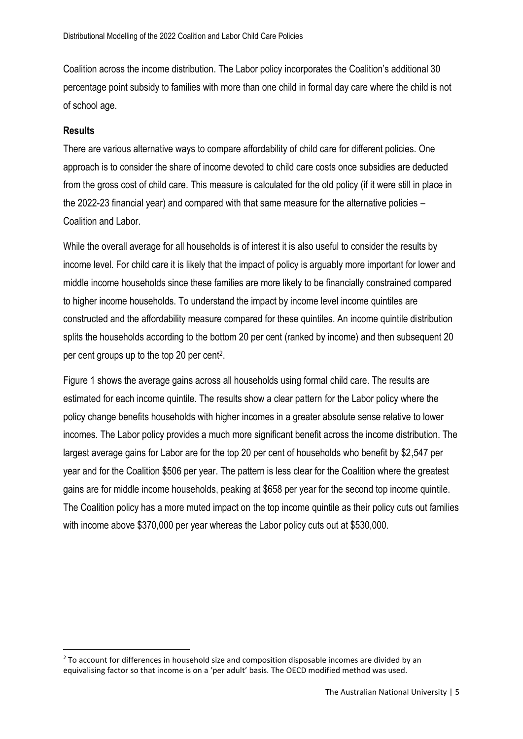Coalition across the income distribution. The Labor policy incorporates the Coalition's additional 30 percentage point subsidy to families with more than one child in formal day care where the child is not of school age.

### Results

There are various alternative ways to compare affordability of child care for different policies. One approach is to consider the share of income devoted to child care costs once subsidies are deducted from the gross cost of child care. This measure is calculated for the old policy (if it were still in place in the 2022-23 financial year) and compared with that same measure for the alternative policies – Coalition and Labor.

While the overall average for all households is of interest it is also useful to consider the results by income level. For child care it is likely that the impact of policy is arguably more important for lower and middle income households since these families are more likely to be financially constrained compared to higher income households. To understand the impact by income level income quintiles are constructed and the affordability measure compared for these quintiles. An income quintile distribution splits the households according to the bottom 20 per cent (ranked by income) and then subsequent 20 per cent groups up to the top 20 per cent[2].

Figure 1 shows the average gains across all households using formal child care. The results are estimated for each income quintile. The results show a clear pattern for the Labor policy where the policy change benefits households with higher incomes in a greater absolute sense relative to lower incomes. The Labor policy provides a much more significant benefit across the income distribution. The largest average gains for Labor are for the top 20 per cent of households who benefit by $2,547 per year and for the Coalition $506 per year. The pattern is less clear for the Coalition where the greatest gains are for middle income households, peaking at $658 per year for the second top income quintile. The Coalition policy has a more muted impact on the top income quintile as their policy cuts out families with income above $370,000 per year whereas the Labor policy cuts out at $530,000.

[2] To account for differences in household size and composition disposable incomes are divided by an equivalising factor so that income is on a 'per adult' basis. The OECD modified method was used.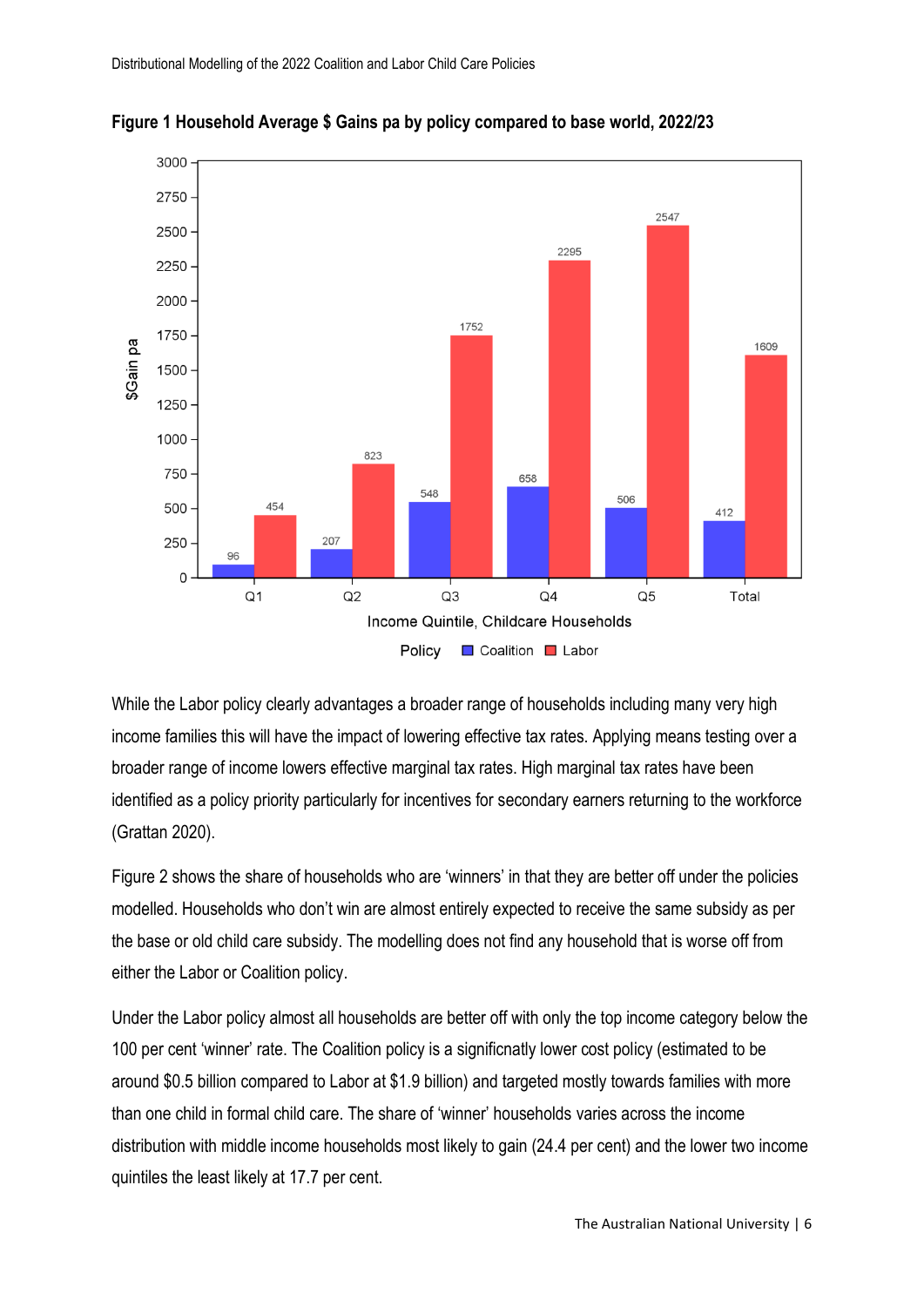**Figure 1 Household Average $ Gains pa by policy compared to base world, 2022/23**

| Income Quintile, Childcare Households | Coalition | Labor |
| --- | --- | --- |
| Q1 | 96 | 454 |
| Q2 | 207 | 823 |
| Q3 | 548 | 1752 |
| Q4 | 658 | 2295 |
| Q5 | 506 | 2547 |
| Total | 412 | 1609 |

While the Labor policy clearly advantages a broader range of households including many very high income families this will have the impact of lowering effective tax rates. Applying means testing over a broader range of income lowers effective marginal tax rates. High marginal tax rates have been identified as a policy priority particularly for incentives for secondary earners returning to the workforce (Grattan 2020).

Figure 2 shows the share of households who are 'winners' in that they are better off under the policies modelled. Households who don't win are almost entirely expected to receive the same subsidy as per the base or old child care subsidy. The modelling does not find any household that is worse off from either the Labor or Coalition policy.

Under the Labor policy almost all households are better off with only the top income category below the 100 per cent 'winner' rate. The Coalition policy is a signifcnatly lower cost policy (estimated to be around $0.5 billion compared to Labor at $1.9 billion) and targeted mostly towards families with more than one child in formal child care. The share of 'winner' households varies across the income distribution with middle income households most likely to gain (24.4 per cent) and the lower two income quintiles the least likely at 17.7 per cent.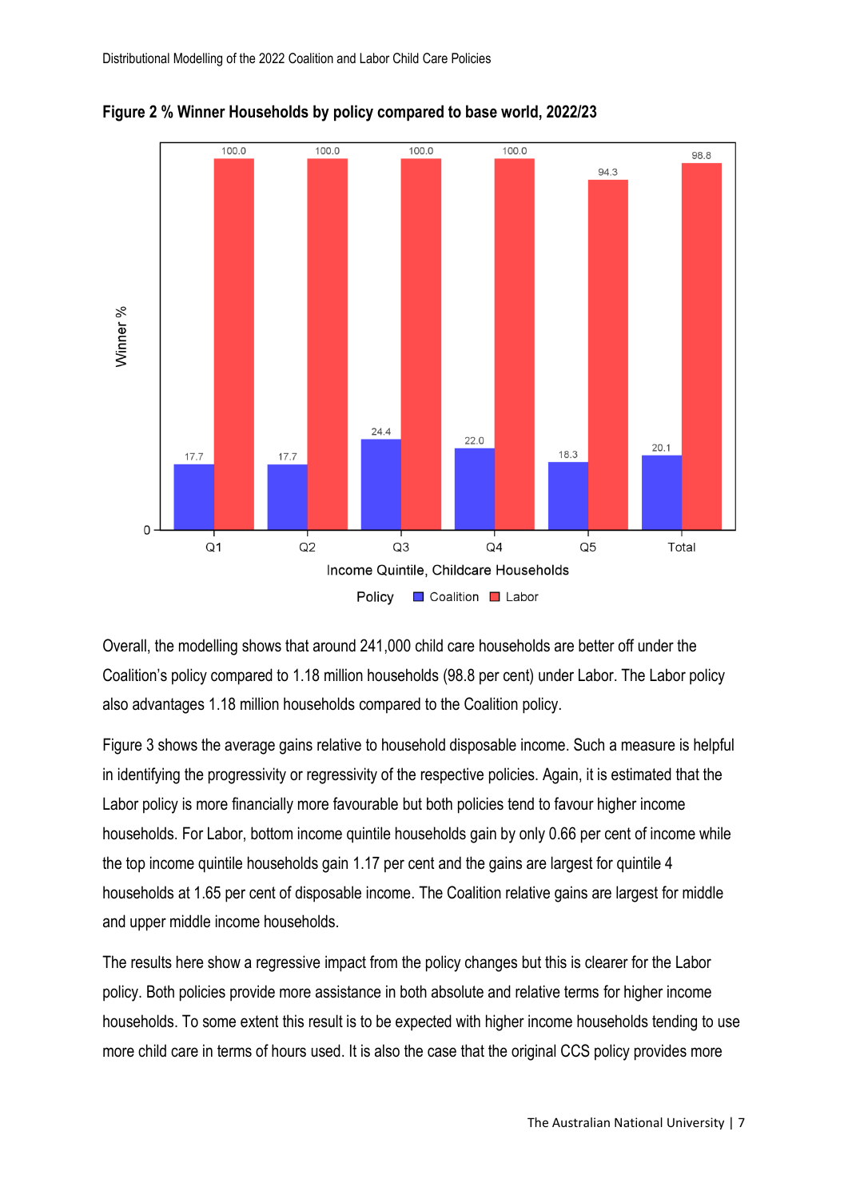**Figure 2 % Winner Households by policy compared to base world, 2022/23**

Overall, the modelling shows that around 241,000 child care households are better off under the Coalition's policy compared to 1.18 million households (98.8 per cent) under Labor. The Labor policy also advantages 1.18 million households compared to the Coalition policy.

Figure 3 shows the average gains relative to household disposable income. Such a measure is helpful in identifying the progressivity or regressivity of the respective policies. Again, it is estimated that the Labor policy is more financially more favourable but both policies tend to favour higher income households. For Labor, bottom income quintile households gain by only 0.66 per cent of income while the top income quintile households gain 1.17 per cent and the gains are largest for quintile 4 households at 1.65 per cent of disposable income. The Coalition relative gains are largest for middle and upper middle income households.

The results here show a regressive impact from the policy changes but this is clearer for the Labor policy. Both policies provide more assistance in both absolute and relative terms for higher income households. To some extent this result is to be expected with higher income households tending to use more child care in terms of hours used. It is also the case that the original CCS policy provides more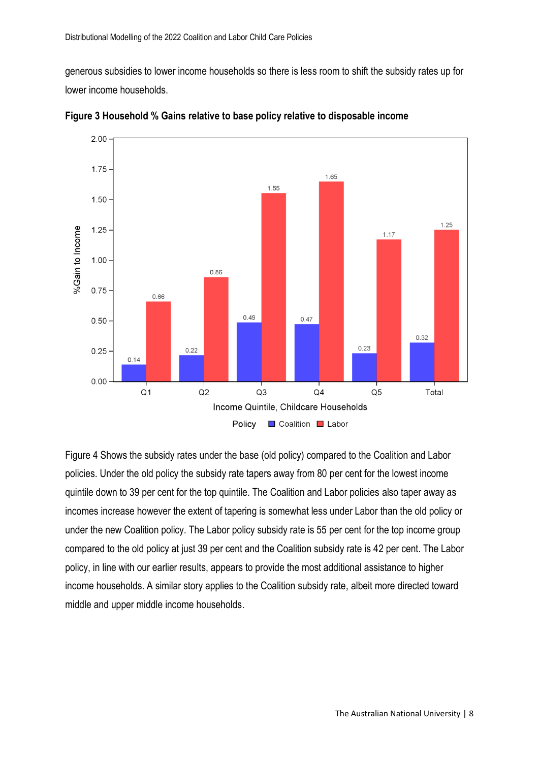generous subsidies to lower income households so there is less room to shift the subsidy rates up for lower income households.

**Figure 3 Household % Gains relative to base policy relative to disposable income**

| Income Quintile, Childcare Households | Coalition | Labor |
|---|---|---|
| Q1 | 0.14 | 0.66 |
| Q2 | 0.22 | 0.86 |
| Q3 | 0.49 | 1.55 |
| Q4 | 0.47 | 1.65 |
| Q5 | 0.23 | 1.17 |
| Total | 0.32 | 1.25 |

Figure 4 Shows the subsidy rates under the base (old policy) compared to the Coalition and Labor policies. Under the old policy the subsidy rate tapers away from 80 per cent for the lowest income quintile down to 39 per cent for the top quintile. The Coalition and Labor policies also taper away as incomes increase however the extent of tapering is somewhat less under Labor than the old policy or under the new Coalition policy. The Labor policy subsidy rate is 55 per cent for the top income group compared to the old policy at just 39 per cent and the Coalition subsidy rate is 42 per cent. The Labor policy, in line with our earlier results, appears to provide the most additional assistance to higher income households. A similar story applies to the Coalition subsidy rate, albeit more directed toward middle and upper middle income households.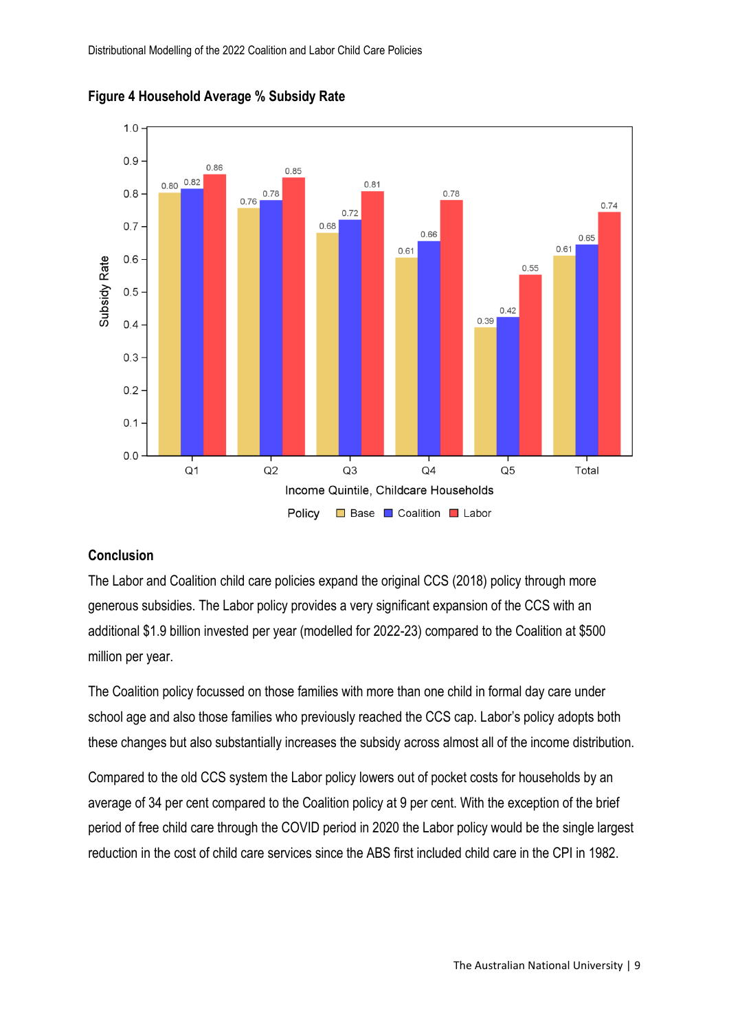**Figure 4 Household Average % Subsidy Rate**

| Income Quintile, Childcare Households | Base | Coalition | Labor |
|---|---|---|---|
| Q1 | 0.80 | 0.82 | 0.86 |
| Q2 | 0.76 | 0.78 | 0.85 |
| Q3 | 0.68 | 0.72 | 0.81 |
| Q4 | 0.61 | 0.66 | 0.78 |
| Q5 | 0.39 | 0.42 | 0.55 |
| Total | 0.61 | 0.65 | 0.74 |

## Conclusion

The Labor and Coalition child care policies expand the original CCS (2018) policy through more generous subsidies. The Labor policy provides a very significant expansion of the CCS with an additional $1.9 billion invested per year (modelled for 2022-23) compared to the Coalition at $500 million per year.

The Coalition policy focussed on those families with more than one child in formal day care under school age and also those families who previously reached the CCS cap. Labor's policy adopts both these changes but also substantially increases the subsidy across almost all of the income distribution.

Compared to the old CCS system the Labor policy lowers out of pocket costs for households by an average of 34 per cent compared to the Coalition policy at 9 per cent. With the exception of the brief period of free child care through the COVID period in 2020 the Labor policy would be the single largest reduction in the cost of child care services since the ABS first included child care in the CPI in 1982.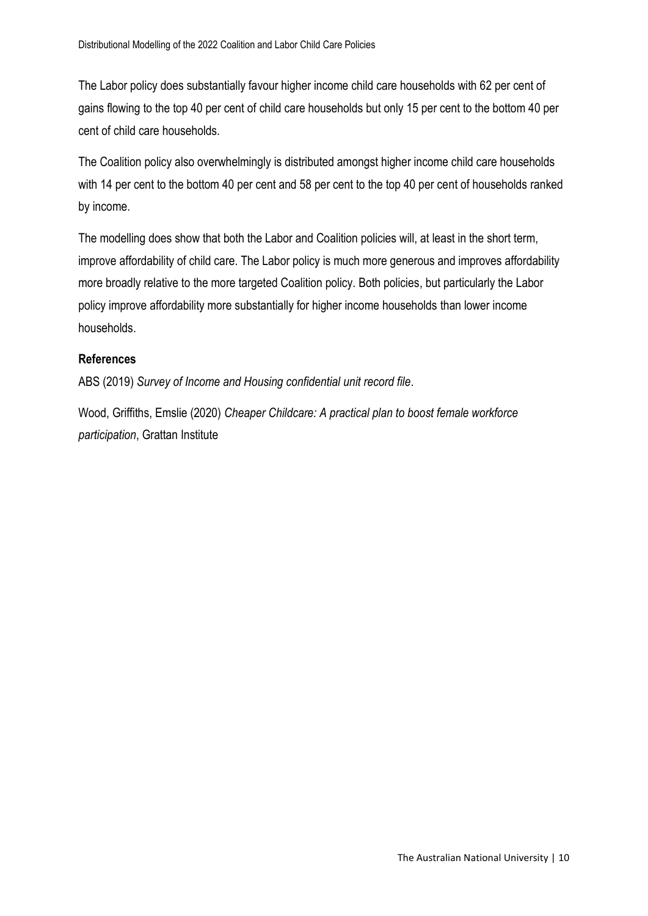The Labor policy does substantially favour higher income child care households with 62 per cent of gains flowing to the top 40 per cent of child care households but only 15 per cent to the bottom 40 per cent of child care households.

The Coalition policy also overwhelmingly is distributed amongst higher income child care households with 14 per cent to the bottom 40 per cent and 58 per cent to the top 40 per cent of households ranked by income.

The modelling does show that both the Labor and Coalition policies will, at least in the short term, improve affordability of child care. The Labor policy is much more generous and improves affordability more broadly relative to the more targeted Coalition policy. Both policies, but particularly the Labor policy improve affordability more substantially for higher income households than lower income households.

## References

ABS (2019) *Survey of Income and Housing confidential unit record file*.

Wood, Griffiths, Emslie (2020) *Cheaper Childcare: A practical plan to boost female workforce participation*, Grattan Institute